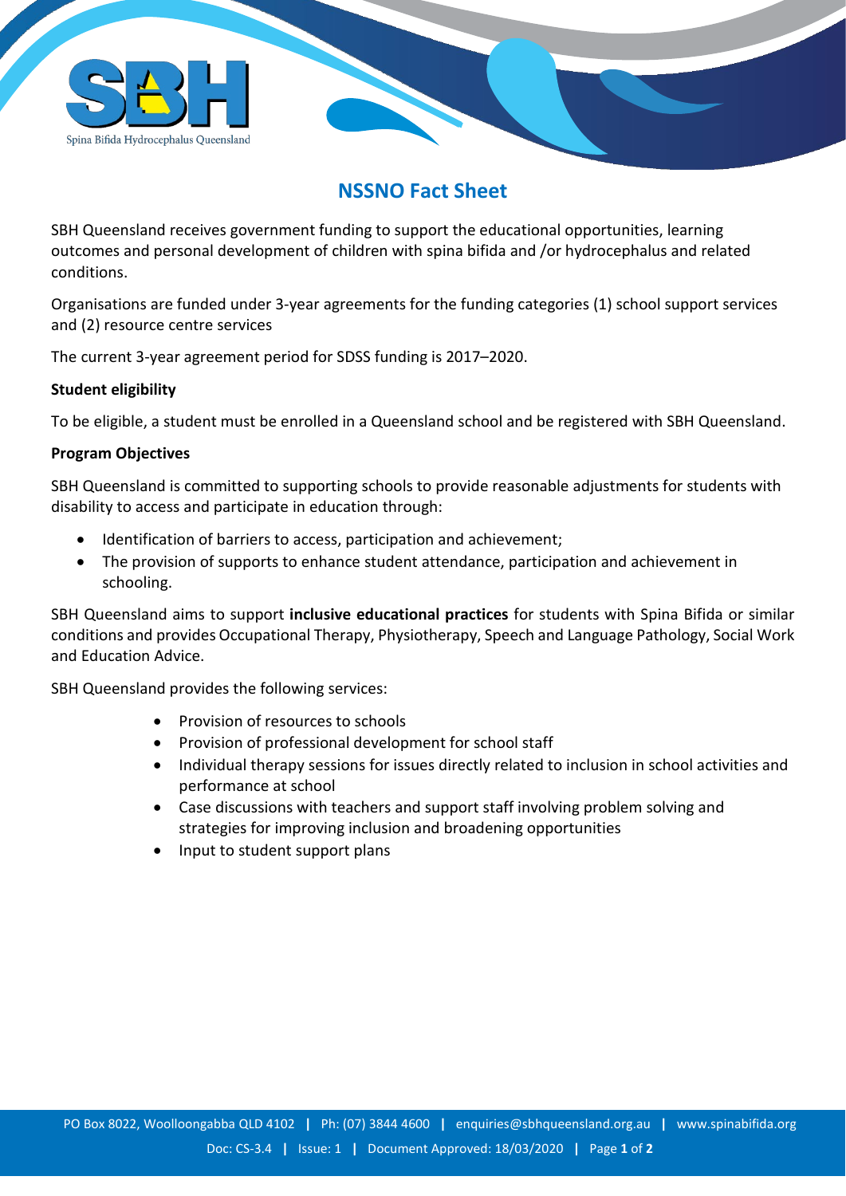# NSSNO Fact Sheet

SBH Queensland receives government funding to support the educational opportunities, learning outcomes and personal development of children with spina bifida and /or hydrocephalus and related conditions.

Organisations are funded under 3-year agreements for the funding categories (1) school support services and (2) resource centre services

The current 3-year agreement period for SDSS funding is 2017–2020.

**Student eligibility**

To be eligible, a student must be enrolled in a Queensland school and be registered with SBH Queensland.

**Program Objectives**

SBH Queensland is committed to supporting schools to provide reasonable adjustments for students with disability to access and participate in education through:

- Identification of barriers to access, participation and achievement;
- The provision of supports to enhance student attendance, participation and achievement in schooling.

SBH Queensland aims to support **inclusive educational practices** for students with Spina Bifida or similar conditions and provides Occupational Therapy, Physiotherapy, Speech and Language Pathology, Social Work and Education Advice.

SBH Queensland provides the following services:

- Provision of resources to schools
- Provision of professional development for school staff
- Individual therapy sessions for issues directly related to inclusion in school activities and performance at school
- Case discussions with teachers and support staff involving problem solving and strategies for improving inclusion and broadening opportunities
- Input to student support plans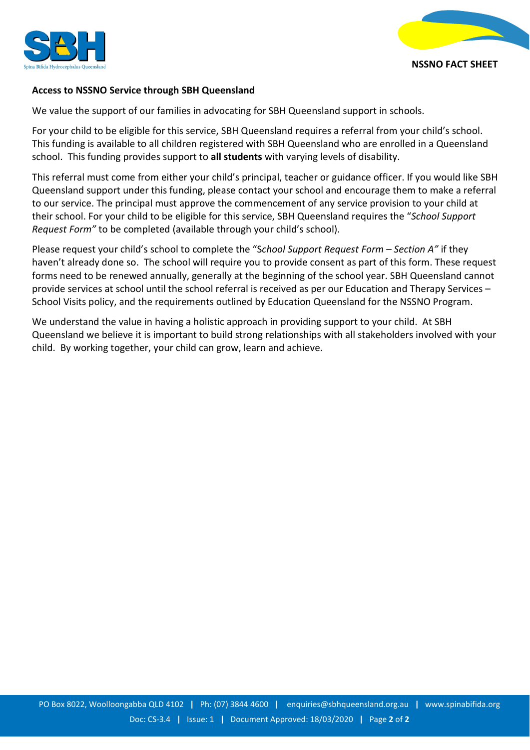**Access to NSSNO Service through SBH Queensland**

We value the support of our families in advocating for SBH Queensland support in schools.

For your child to be eligible for this service, SBH Queensland requires a referral from your child's school. This funding is available to all children registered with SBH Queensland who are enrolled in a Queensland school. This funding provides support to **all students** with varying levels of disability.

This referral must come from either your child's principal, teacher or guidance officer. If you would like SBH Queensland support under this funding, please contact your school and encourage them to make a referral to our service. The principal must approve the commencement of any service provision to your child at their school. For your child to be eligible for this service, SBH Queensland requires the "*School Support Request Form"* to be completed (available through your child's school).

Please request your child's school to complete the "S*chool Support Request Form – Section A"* if they haven't already done so. The school will require you to provide consent as part of this form. These request forms need to be renewed annually, generally at the beginning of the school year. SBH Queensland cannot provide services at school until the school referral is received as per our Education and Therapy Services – School Visits policy, and the requirements outlined by Education Queensland for the NSSNO Program.

We understand the value in having a holistic approach in providing support to your child. At SBH Queensland we believe it is important to build strong relationships with all stakeholders involved with your child. By working together, your child can grow, learn and achieve.